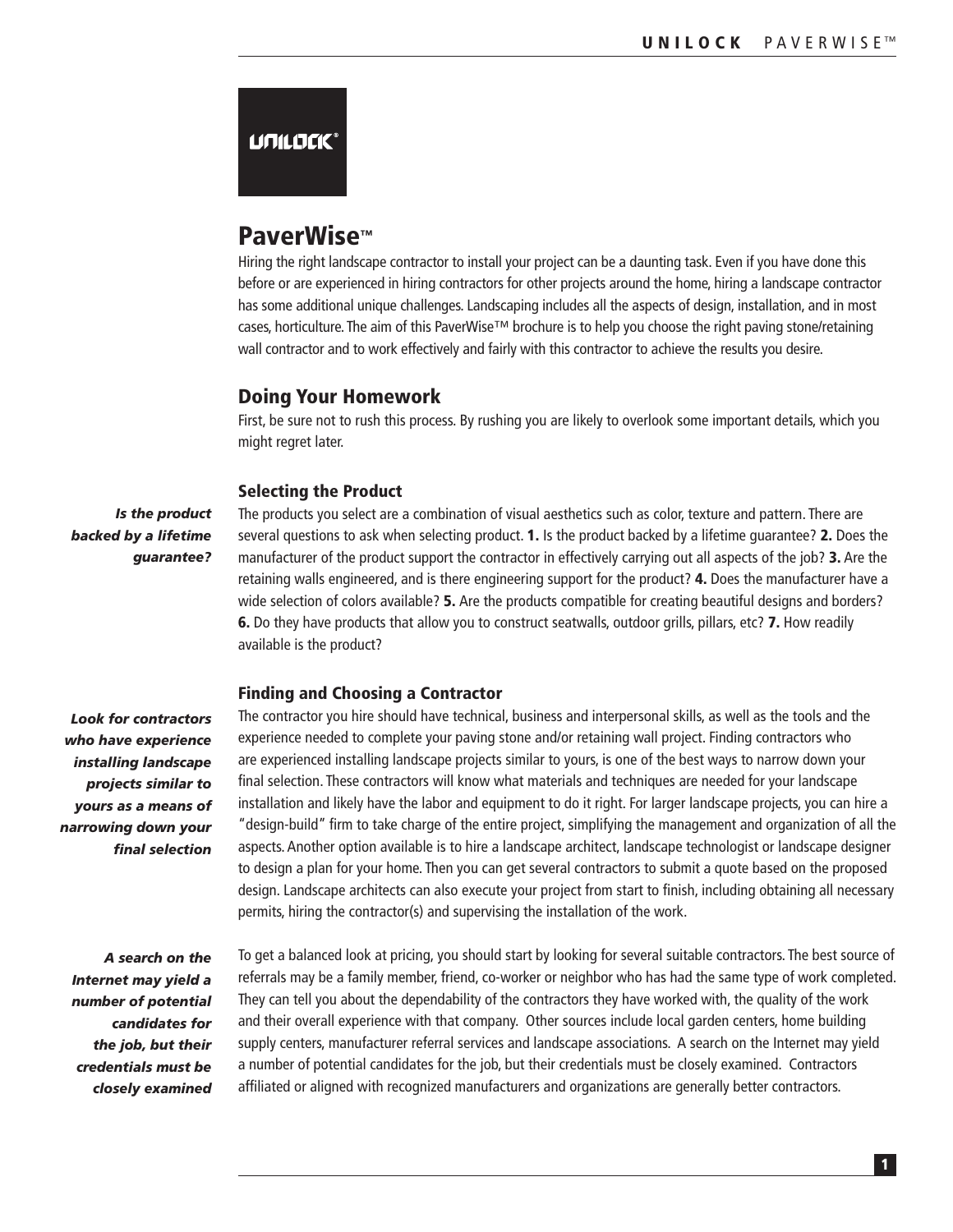# PaverWise™

Hiring the right landscape contractor to install your project can be a daunting task. Even if you have done this before or are experienced in hiring contractors for other projects around the home, hiring a landscape contractor has some additional unique challenges. Landscaping includes all the aspects of design, installation, and in most cases, horticulture. The aim of this PaverWise™ brochure is to help you choose the right paving stone/retaining wall contractor and to work effectively and fairly with this contractor to achieve the results you desire.

## Doing Your Homework

First, be sure not to rush this process. By rushing you are likely to overlook some important details, which you might regret later.

### Selecting the Product

***Is the product backed by a lifetime guarantee?***

The products you select are a combination of visual aesthetics such as color, texture and pattern. There are several questions to ask when selecting product. **1.** Is the product backed by a lifetime guarantee? **2.** Does the manufacturer of the product support the contractor in effectively carrying out all aspects of the job? **3.** Are the retaining walls engineered, and is there engineering support for the product? **4.** Does the manufacturer have a wide selection of colors available? **5.** Are the products compatible for creating beautiful designs and borders? **6.** Do they have products that allow you to construct seatwalls, outdoor grills, pillars, etc? **7.** How readily available is the product?

### Finding and Choosing a Contractor

***Look for contractors who have experience installing landscape projects similar to yours as a means of narrowing down your final selection***

The contractor you hire should have technical, business and interpersonal skills, as well as the tools and the experience needed to complete your paving stone and/or retaining wall project. Finding contractors who are experienced installing landscape projects similar to yours, is one of the best ways to narrow down your final selection. These contractors will know what materials and techniques are needed for your landscape installation and likely have the labor and equipment to do it right. For larger landscape projects, you can hire a "design-build" firm to take charge of the entire project, simplifying the management and organization of all the aspects. Another option available is to hire a landscape architect, landscape technologist or landscape designer to design a plan for your home. Then you can get several contractors to submit a quote based on the proposed design. Landscape architects can also execute your project from start to finish, including obtaining all necessary permits, hiring the contractor(s) and supervising the installation of the work.

***A search on the Internet may yield a number of potential candidates for the job, but their credentials must be closely examined***

To get a balanced look at pricing, you should start by looking for several suitable contractors. The best source of referrals may be a family member, friend, co-worker or neighbor who has had the same type of work completed. They can tell you about the dependability of the contractors they have worked with, the quality of the work and their overall experience with that company. Other sources include local garden centers, home building supply centers, manufacturer referral services and landscape associations. A search on the Internet may yield a number of potential candidates for the job, but their credentials must be closely examined. Contractors affiliated or aligned with recognized manufacturers and organizations are generally better contractors.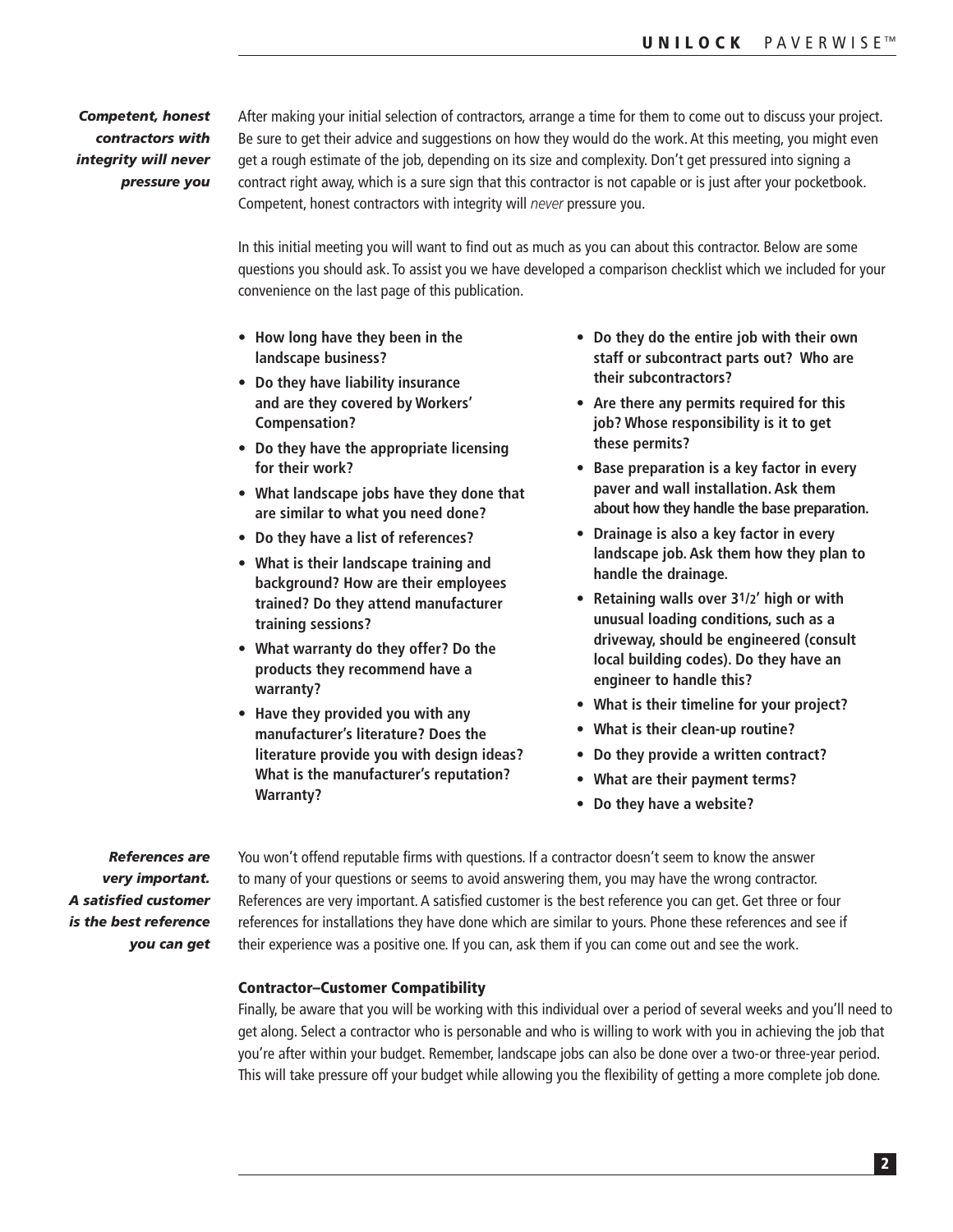*Competent, honest contractors with integrity will never pressure you*

After making your initial selection of contractors, arrange a time for them to come out to discuss your project. Be sure to get their advice and suggestions on how they would do the work. At this meeting, you might even get a rough estimate of the job, depending on its size and complexity. Don't get pressured into signing a contract right away, which is a sure sign that this contractor is not capable or is just after your pocketbook. Competent, honest contractors with integrity will *never* pressure you.

In this initial meeting you will want to find out as much as you can about this contractor. Below are some questions you should ask. To assist you we have developed a comparison checklist which we included for your convenience on the last page of this publication.

- **How long have they been in the landscape business?**
- **Do they have liability insurance and are they covered by Workers' Compensation?**
- **Do they have the appropriate licensing for their work?**
- **What landscape jobs have they done that are similar to what you need done?**
- **Do they have a list of references?**
- **What is their landscape training and background? How are their employees trained? Do they attend manufacturer training sessions?**
- **What warranty do they offer? Do the products they recommend have a warranty?**
- **Have they provided you with any manufacturer's literature? Does the literature provide you with design ideas? What is the manufacturer's reputation? Warranty?**
- **Do they do the entire job with their own staff or subcontract parts out? Who are their subcontractors?**
- **Are there any permits required for this job? Whose responsibility is it to get these permits?**
- **Base preparation is a key factor in every paver and wall installation. Ask them about how they handle the base preparation.**
- **Drainage is also a key factor in every landscape job. Ask them how they plan to handle the drainage.**
- **Retaining walls over 3½' high or with unusual loading conditions, such as a driveway, should be engineered (consult local building codes). Do they have an engineer to handle this?**
- **What is their timeline for your project?**
- **What is their clean-up routine?**
- **Do they provide a written contract?**
- **What are their payment terms?**
- **Do they have a website?**

*References are very important. A satisfied customer is the best reference you can get*

You won't offend reputable firms with questions. If a contractor doesn't seem to know the answer to many of your questions or seems to avoid answering them, you may have the wrong contractor. References are very important. A satisfied customer is the best reference you can get. Get three or four references for installations they have done which are similar to yours. Phone these references and see if their experience was a positive one. If you can, ask them if you can come out and see the work.

### Contractor–Customer Compatibility

Finally, be aware that you will be working with this individual over a period of several weeks and you'll need to get along. Select a contractor who is personable and who is willing to work with you in achieving the job that you're after within your budget. Remember, landscape jobs can also be done over a two-or three-year period. This will take pressure off your budget while allowing you the flexibility of getting a more complete job done.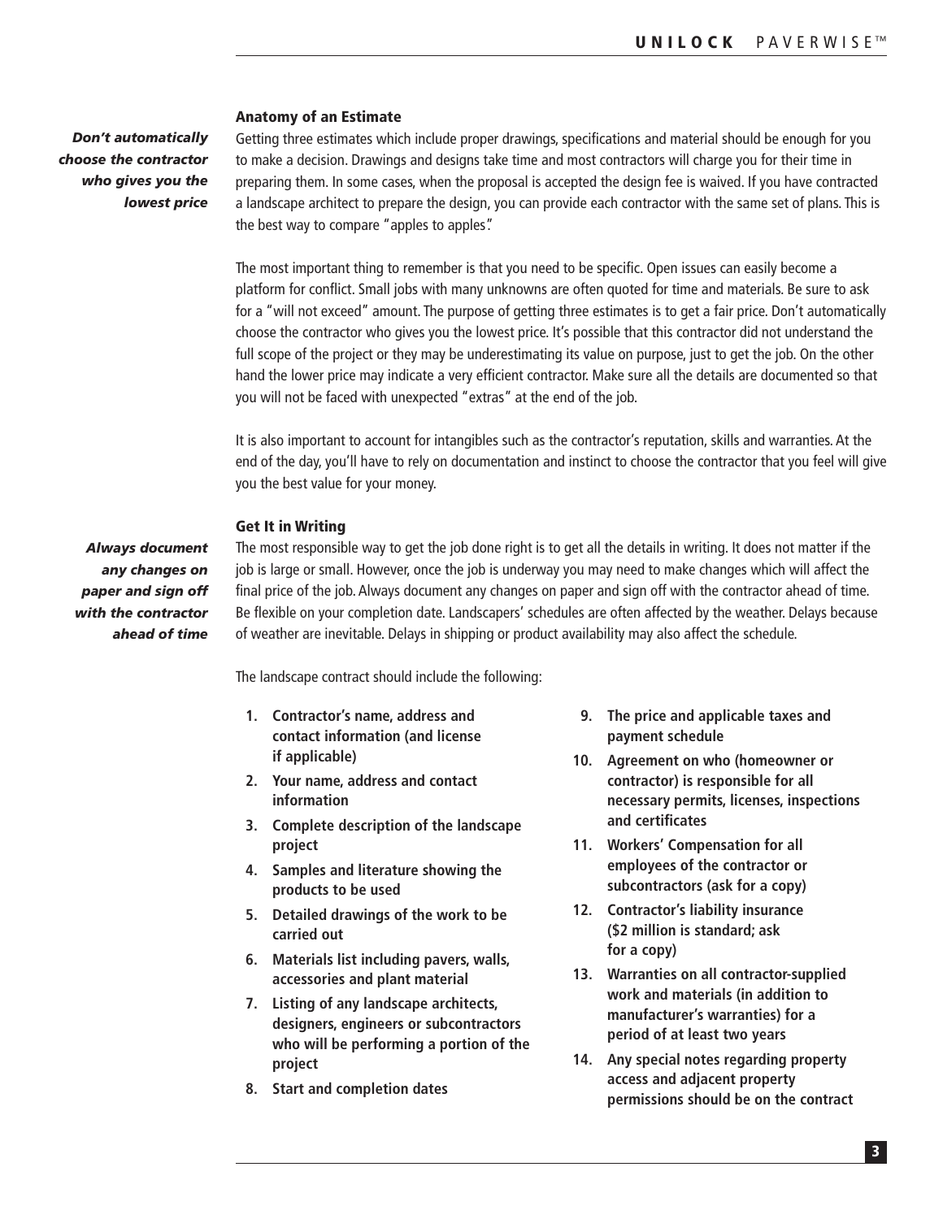### Anatomy of an Estimate

***Don't automatically choose the contractor who gives you the lowest price***

Getting three estimates which include proper drawings, specifications and material should be enough for you to make a decision. Drawings and designs take time and most contractors will charge you for their time in preparing them. In some cases, when the proposal is accepted the design fee is waived. If you have contracted a landscape architect to prepare the design, you can provide each contractor with the same set of plans. This is the best way to compare "apples to apples".

The most important thing to remember is that you need to be specific. Open issues can easily become a platform for conflict. Small jobs with many unknowns are often quoted for time and materials. Be sure to ask for a "will not exceed" amount. The purpose of getting three estimates is to get a fair price. Don't automatically choose the contractor who gives you the lowest price. It's possible that this contractor did not understand the full scope of the project or they may be underestimating its value on purpose, just to get the job. On the other hand the lower price may indicate a very efficient contractor. Make sure all the details are documented so that you will not be faced with unexpected "extras" at the end of the job.

It is also important to account for intangibles such as the contractor's reputation, skills and warranties. At the end of the day, you'll have to rely on documentation and instinct to choose the contractor that you feel will give you the best value for your money.

### Get It in Writing

***Always document any changes on paper and sign off with the contractor ahead of time***

The most responsible way to get the job done right is to get all the details in writing. It does not matter if the job is large or small. However, once the job is underway you may need to make changes which will affect the final price of the job. Always document any changes on paper and sign off with the contractor ahead of time. Be flexible on your completion date. Landscapers' schedules are often affected by the weather. Delays because of weather are inevitable. Delays in shipping or product availability may also affect the schedule.

The landscape contract should include the following:

1. **Contractor's name, address and contact information (and license if applicable)**
2. **Your name, address and contact information**
3. **Complete description of the landscape project**
4. **Samples and literature showing the products to be used**
5. **Detailed drawings of the work to be carried out**
6. **Materials list including pavers, walls, accessories and plant material**
7. **Listing of any landscape architects, designers, engineers or subcontractors who will be performing a portion of the project**
8. **Start and completion dates**
9. **The price and applicable taxes and payment schedule**
10. **Agreement on who (homeowner or contractor) is responsible for all necessary permits, licenses, inspections and certificates**
11. **Workers' Compensation for all employees of the contractor or subcontractors (ask for a copy)**
12. **Contractor's liability insurance ($2 million is standard; ask for a copy)**
13. **Warranties on all contractor-supplied work and materials (in addition to manufacturer's warranties) for a period of at least two years**
14. **Any special notes regarding property access and adjacent property permissions should be on the contract**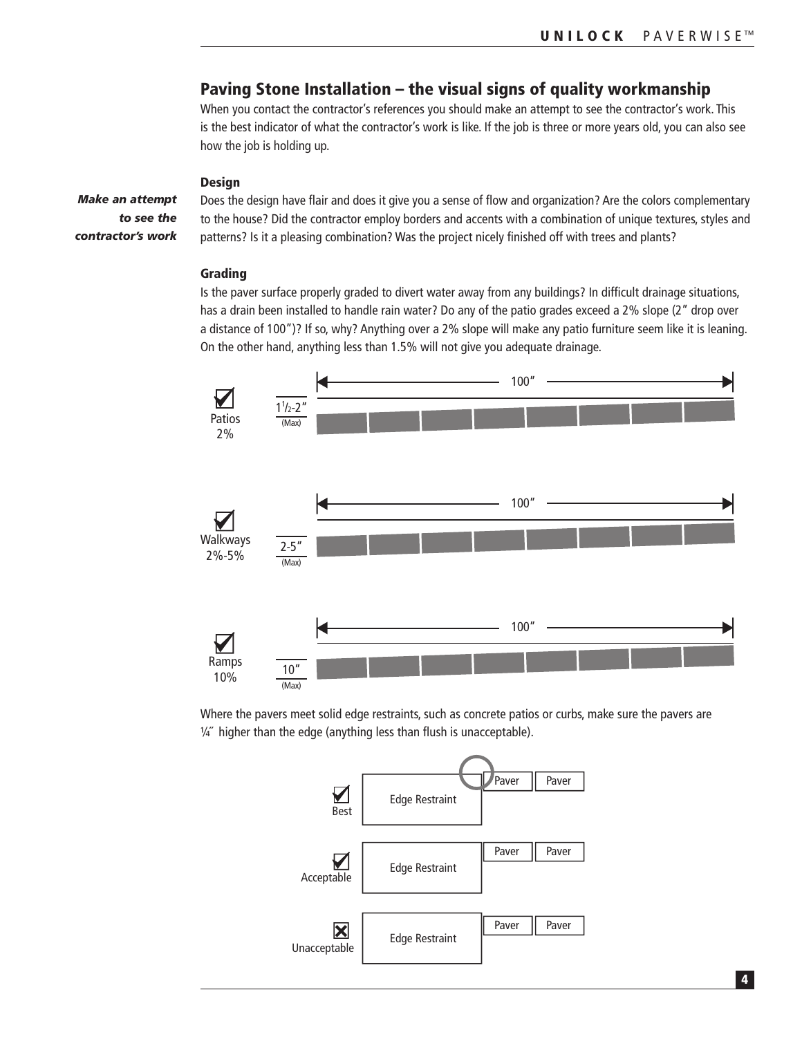## Paving Stone Installation – the visual signs of quality workmanship

When you contact the contractor's references you should make an attempt to see the contractor's work. This is the best indicator of what the contractor's work is like. If the job is three or more years old, you can also see how the job is holding up.

***Make an attempt to see the contractor's work***

### Design

Does the design have flair and does it give you a sense of flow and organization? Are the colors complementary to the house? Did the contractor employ borders and accents with a combination of unique textures, styles and patterns? Is it a pleasing combination? Was the project nicely finished off with trees and plants?

### Grading

Is the paver surface properly graded to divert water away from any buildings? In difficult drainage situations, has a drain been installed to handle rain water? Do any of the patio grades exceed a 2% slope (2″ drop over a distance of 100″)? If so, why? Anything over a 2% slope will make any patio furniture seem like it is leaning. On the other hand, anything less than 1.5% will not give you adequate drainage.

☑ Patios 2% — 1½-2″ (Max) — 100″

☑ Walkways 2%-5% — 2-5″ (Max) — 100″

☑ Ramps 10% — 10″ (Max) — 100″

Where the pavers meet solid edge restraints, such as concrete patios or curbs, make sure the pavers are ¼″ higher than the edge (anything less than flush is unacceptable).

☑ Best — Edge Restraint | Paver | Paver

☑ Acceptable — Edge Restraint | Paver | Paver

☒ Unacceptable — Edge Restraint | Paver | Paver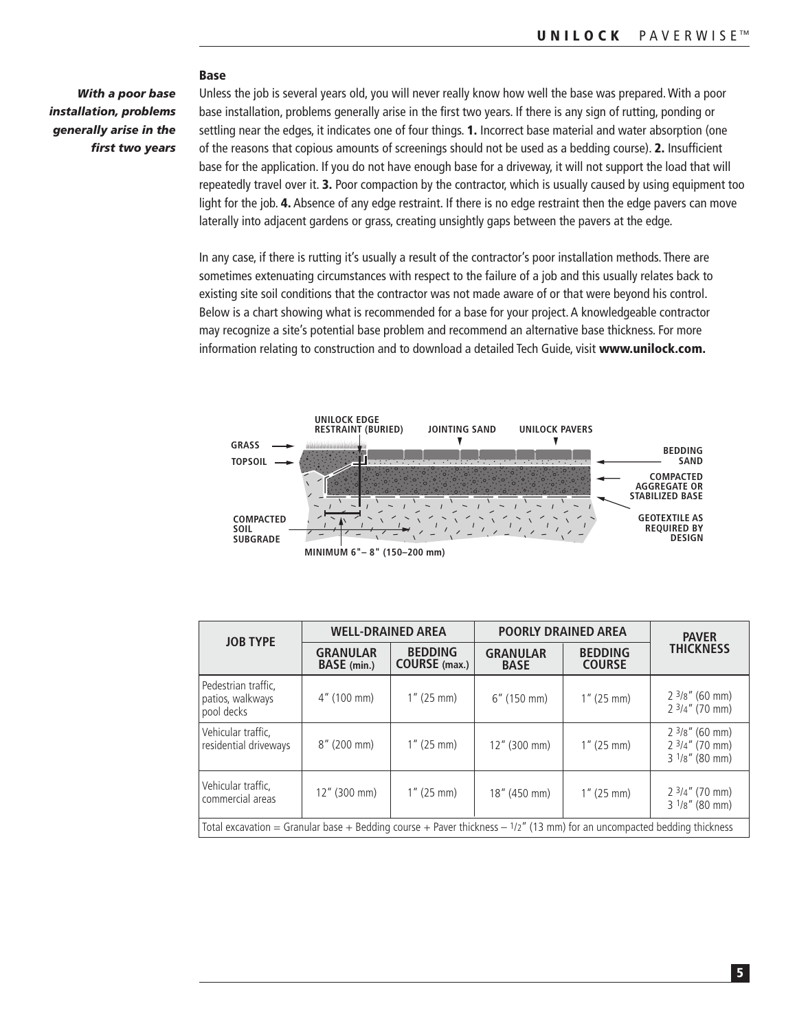## Base

*With a poor base installation, problems generally arise in the first two years*

Unless the job is several years old, you will never really know how well the base was prepared. With a poor base installation, problems generally arise in the first two years. If there is any sign of rutting, ponding or settling near the edges, it indicates one of four things. **1.** Incorrect base material and water absorption (one of the reasons that copious amounts of screenings should not be used as a bedding course). **2.** Insufficient base for the application. If you do not have enough base for a driveway, it will not support the load that will repeatedly travel over it. **3.** Poor compaction by the contractor, which is usually caused by using equipment too light for the job. **4.** Absence of any edge restraint. If there is no edge restraint then the edge pavers can move laterally into adjacent gardens or grass, creating unsightly gaps between the pavers at the edge.

In any case, if there is rutting it's usually a result of the contractor's poor installation methods. There are sometimes extenuating circumstances with respect to the failure of a job and this usually relates back to existing site soil conditions that the contractor was not made aware of or that were beyond his control. Below is a chart showing what is recommended for a base for your project. A knowledgeable contractor may recognize a site's potential base problem and recommend an alternative base thickness. For more information relating to construction and to download a detailed Tech Guide, visit **www.unilock.com.**

GRASS — TOPSOIL — UNILOCK EDGE RESTRAINT (BURIED) — JOINTING SAND — UNILOCK PAVERS — BEDDING SAND — COMPACTED AGGREGATE OR STABILIZED BASE — GEOTEXTILE AS REQUIRED BY DESIGN — COMPACTED SOIL SUBGRADE — MINIMUM 6"– 8" (150–200 mm)

| JOB TYPE | WELL-DRAINED AREA | | POORLY DRAINED AREA | | PAVER THICKNESS |
|---|---|---|---|---|---|
| | GRANULAR BASE (min.) | BEDDING COURSE (max.) | GRANULAR BASE | BEDDING COURSE | |
| Pedestrian traffic, patios, walkways pool decks | 4" (100 mm) | 1" (25 mm) | 6" (150 mm) | 1" (25 mm) | 2 3/8" (60 mm)<br>2 3/4" (70 mm) |
| Vehicular traffic, residential driveways | 8" (200 mm) | 1" (25 mm) | 12" (300 mm) | 1" (25 mm) | 2 3/8" (60 mm)<br>2 3/4" (70 mm)<br>3 1/8" (80 mm) |
| Vehicular traffic, commercial areas | 12" (300 mm) | 1" (25 mm) | 18" (450 mm) | 1" (25 mm) | 2 3/4" (70 mm)<br>3 1/8" (80 mm) |

Total excavation = Granular base + Bedding course + Paver thickness – 1/2" (13 mm) for an uncompacted bedding thickness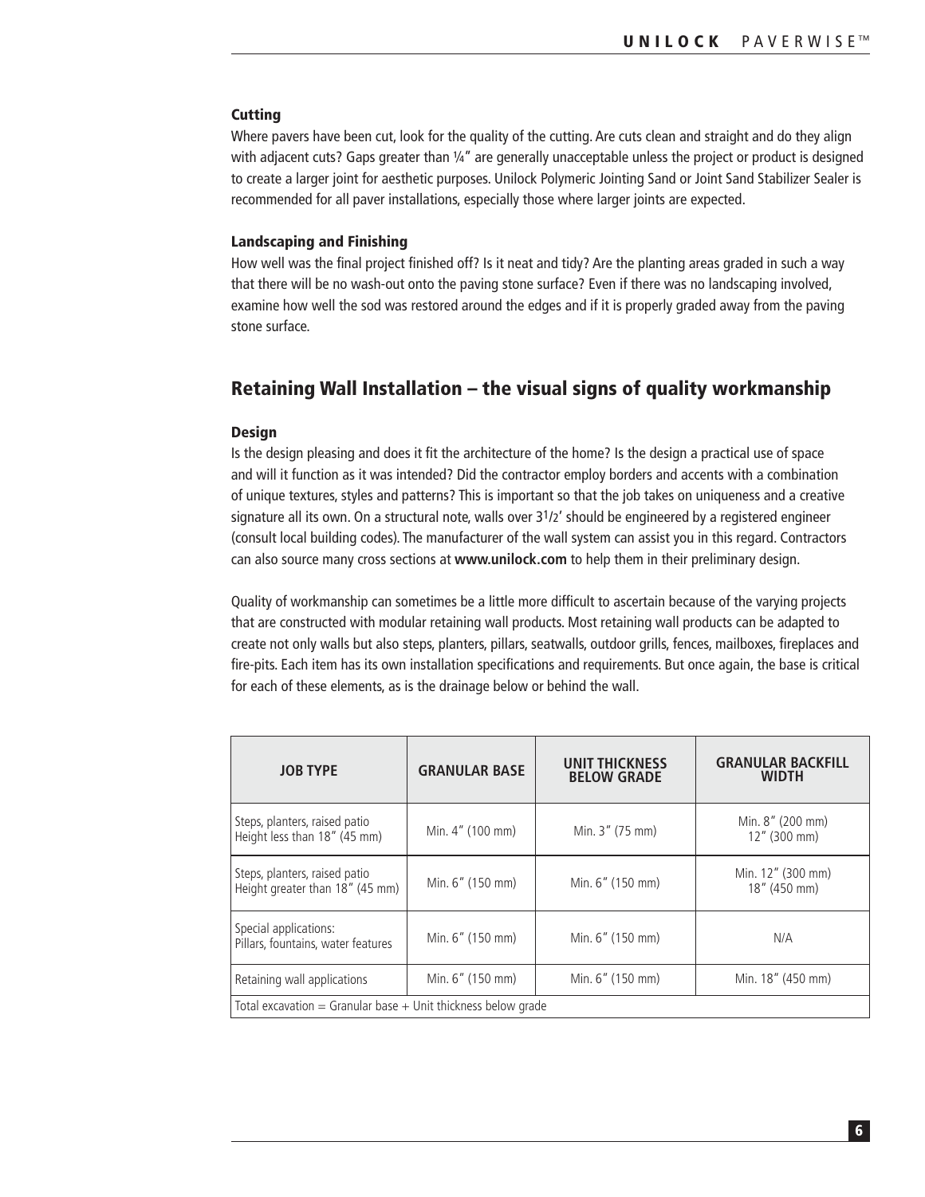#### Cutting

Where pavers have been cut, look for the quality of the cutting. Are cuts clean and straight and do they align with adjacent cuts? Gaps greater than ¼" are generally unacceptable unless the project or product is designed to create a larger joint for aesthetic purposes. Unilock Polymeric Jointing Sand or Joint Sand Stabilizer Sealer is recommended for all paver installations, especially those where larger joints are expected.

#### Landscaping and Finishing

How well was the final project finished off? Is it neat and tidy? Are the planting areas graded in such a way that there will be no wash-out onto the paving stone surface? Even if there was no landscaping involved, examine how well the sod was restored around the edges and if it is properly graded away from the paving stone surface.

## Retaining Wall Installation – the visual signs of quality workmanship

#### Design

Is the design pleasing and does it fit the architecture of the home? Is the design a practical use of space and will it function as it was intended? Did the contractor employ borders and accents with a combination of unique textures, styles and patterns? This is important so that the job takes on uniqueness and a creative signature all its own. On a structural note, walls over 3½' should be engineered by a registered engineer (consult local building codes). The manufacturer of the wall system can assist you in this regard. Contractors can also source many cross sections at **www.unilock.com** to help them in their preliminary design.

Quality of workmanship can sometimes be a little more difficult to ascertain because of the varying projects that are constructed with modular retaining wall products. Most retaining wall products can be adapted to create not only walls but also steps, planters, pillars, seatwalls, outdoor grills, fences, mailboxes, fireplaces and fire-pits. Each item has its own installation specifications and requirements. But once again, the base is critical for each of these elements, as is the drainage below or behind the wall.

| JOB TYPE | GRANULAR BASE | UNIT THICKNESS BELOW GRADE | GRANULAR BACKFILL WIDTH |
|---|---|---|---|
| Steps, planters, raised patio Height less than 18" (45 mm) | Min. 4" (100 mm) | Min. 3" (75 mm) | Min. 8" (200 mm) 12" (300 mm) |
| Steps, planters, raised patio Height greater than 18" (45 mm) | Min. 6" (150 mm) | Min. 6" (150 mm) | Min. 12" (300 mm) 18" (450 mm) |
| Special applications: Pillars, fountains, water features | Min. 6" (150 mm) | Min. 6" (150 mm) | N/A |
| Retaining wall applications | Min. 6" (150 mm) | Min. 6" (150 mm) | Min. 18" (450 mm) |
| Total excavation = Granular base + Unit thickness below grade | | | |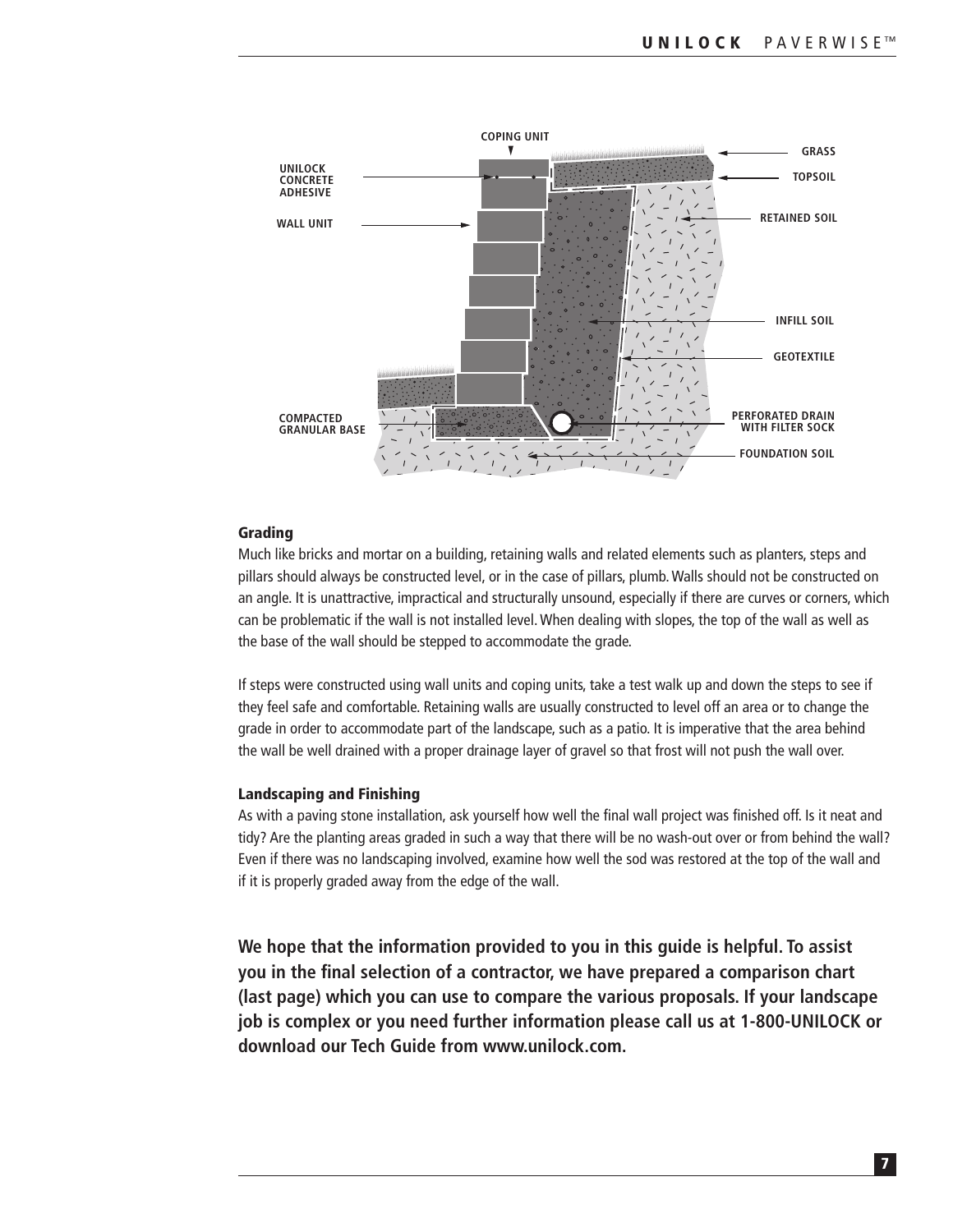COPING UNIT

UNILOCK CONCRETE ADHESIVE

WALL UNIT

GRASS

TOPSOIL

RETAINED SOIL

INFILL SOIL

GEOTEXTILE

COMPACTED GRANULAR BASE

PERFORATED DRAIN WITH FILTER SOCK

FOUNDATION SOIL

### Grading

Much like bricks and mortar on a building, retaining walls and related elements such as planters, steps and pillars should always be constructed level, or in the case of pillars, plumb. Walls should not be constructed on an angle. It is unattractive, impractical and structurally unsound, especially if there are curves or corners, which can be problematic if the wall is not installed level. When dealing with slopes, the top of the wall as well as the base of the wall should be stepped to accommodate the grade.

If steps were constructed using wall units and coping units, take a test walk up and down the steps to see if they feel safe and comfortable. Retaining walls are usually constructed to level off an area or to change the grade in order to accommodate part of the landscape, such as a patio. It is imperative that the area behind the wall be well drained with a proper drainage layer of gravel so that frost will not push the wall over.

### Landscaping and Finishing

As with a paving stone installation, ask yourself how well the final wall project was finished off. Is it neat and tidy? Are the planting areas graded in such a way that there will be no wash-out over or from behind the wall? Even if there was no landscaping involved, examine how well the sod was restored at the top of the wall and if it is properly graded away from the edge of the wall.

**We hope that the information provided to you in this guide is helpful. To assist you in the final selection of a contractor, we have prepared a comparison chart (last page) which you can use to compare the various proposals. If your landscape job is complex or you need further information please call us at 1-800-UNILOCK or download our Tech Guide from www.unilock.com.**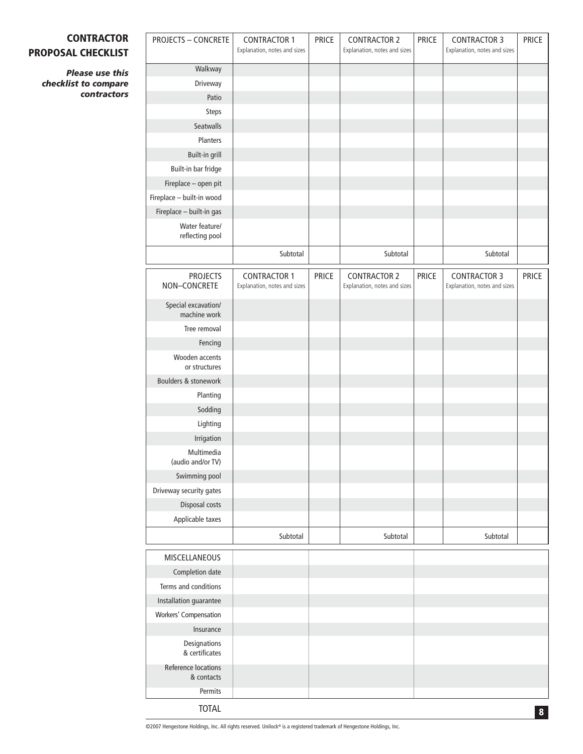## CONTRACTOR PROPOSAL CHECKLIST

***Please use this checklist to compare contractors***

| PROJECTS – CONCRETE | CONTRACTOR 1 Explanation, notes and sizes | PRICE | CONTRACTOR 2 Explanation, notes and sizes | PRICE | CONTRACTOR 3 Explanation, notes and sizes | PRICE |
|---|---|---|---|---|---|---|
| Walkway | | | | | | |
| Driveway | | | | | | |
| Patio | | | | | | |
| Steps | | | | | | |
| Seatwalls | | | | | | |
| Planters | | | | | | |
| Built-in grill | | | | | | |
| Built-in bar fridge | | | | | | |
| Fireplace – open pit | | | | | | |
| Fireplace – built-in wood | | | | | | |
| Fireplace – built-in gas | | | | | | |
| Water feature/ reflecting pool | | | | | | |
| | Subtotal | | Subtotal | | Subtotal | |

| PROJECTS NON–CONCRETE | CONTRACTOR 1 Explanation, notes and sizes | PRICE | CONTRACTOR 2 Explanation, notes and sizes | PRICE | CONTRACTOR 3 Explanation, notes and sizes | PRICE |
|---|---|---|---|---|---|---|
| Special excavation/ machine work | | | | | | |
| Tree removal | | | | | | |
| Fencing | | | | | | |
| Wooden accents or structures | | | | | | |
| Boulders & stonework | | | | | | |
| Planting | | | | | | |
| Sodding | | | | | | |
| Lighting | | | | | | |
| Irrigation | | | | | | |
| Multimedia (audio and/or TV) | | | | | | |
| Swimming pool | | | | | | |
| Driveway security gates | | | | | | |
| Disposal costs | | | | | | |
| Applicable taxes | | | | | | |
| | Subtotal | | Subtotal | | Subtotal | |

| MISCELLANEOUS | | | |
|---|---|---|---|
| Completion date | | | |
| Terms and conditions | | | |
| Installation guarantee | | | |
| Workers' Compensation | | | |
| Insurance | | | |
| Designations & certificates | | | |
| Reference locations & contacts | | | |
| Permits | | | |

TOTAL

©2007 Hengestone Holdings, Inc. All rights reserved. Unilock® is a registered trademark of Hengestone Holdings, Inc.